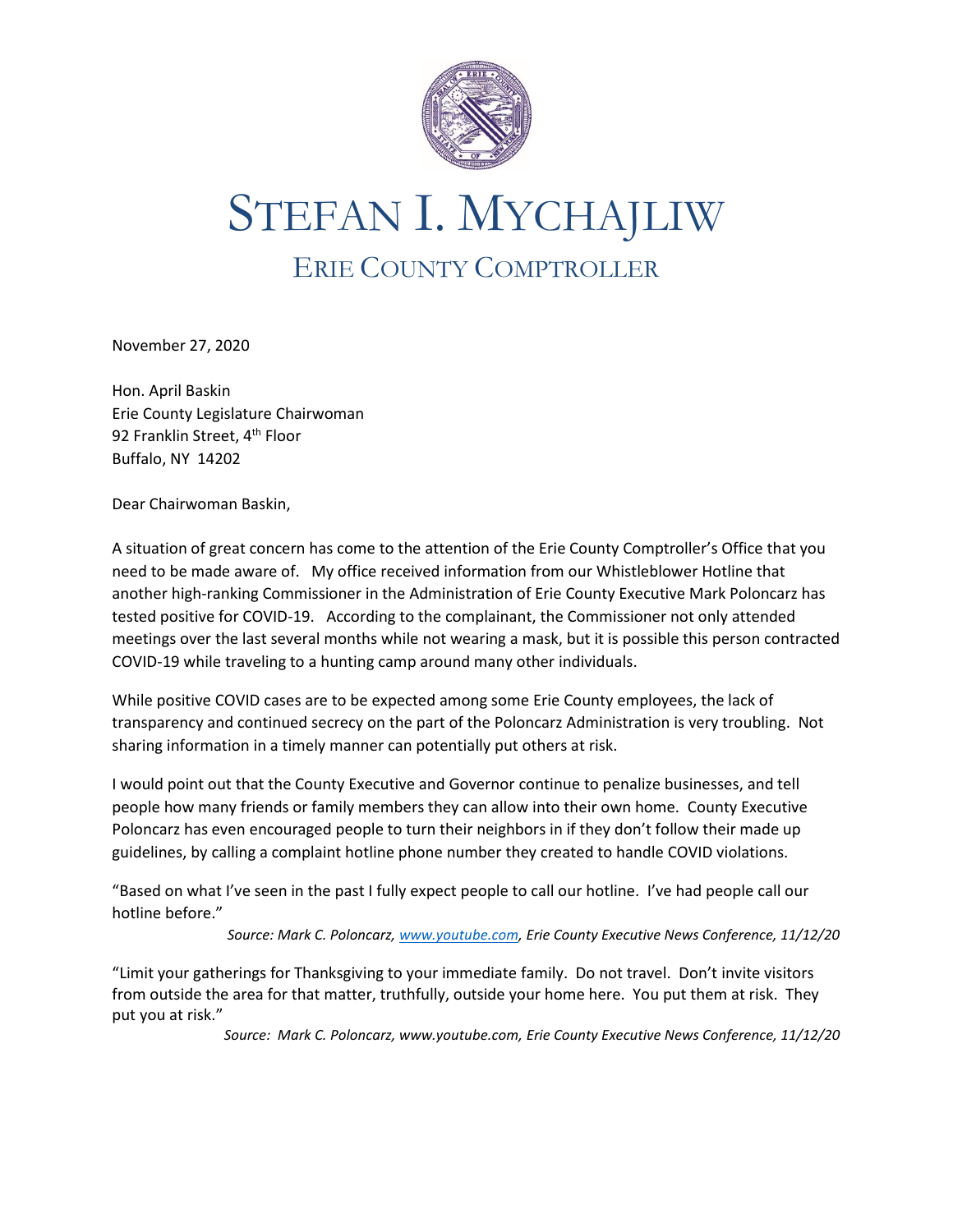# STEFAN I. MYCHAJLIW

## ERIE COUNTY COMPTROLLER

November 27, 2020

Hon. April Baskin
Erie County Legislature Chairwoman
92 Franklin Street, 4th Floor
Buffalo, NY 14202

Dear Chairwoman Baskin,

A situation of great concern has come to the attention of the Erie County Comptroller's Office that you need to be made aware of. My office received information from our Whistleblower Hotline that another high-ranking Commissioner in the Administration of Erie County Executive Mark Poloncarz has tested positive for COVID-19. According to the complainant, the Commissioner not only attended meetings over the last several months while not wearing a mask, but it is possible this person contracted COVID-19 while traveling to a hunting camp around many other individuals.

While positive COVID cases are to be expected among some Erie County employees, the lack of transparency and continued secrecy on the part of the Poloncarz Administration is very troubling. Not sharing information in a timely manner can potentially put others at risk.

I would point out that the County Executive and Governor continue to penalize businesses, and tell people how many friends or family members they can allow into their own home. County Executive Poloncarz has even encouraged people to turn their neighbors in if they don't follow their made up guidelines, by calling a complaint hotline phone number they created to handle COVID violations.

"Based on what I've seen in the past I fully expect people to call our hotline. I've had people call our hotline before."

*Source: Mark C. Poloncarz, www.youtube.com, Erie County Executive News Conference, 11/12/20*

"Limit your gatherings for Thanksgiving to your immediate family. Do not travel. Don't invite visitors from outside the area for that matter, truthfully, outside your home here. You put them at risk. They put you at risk."

*Source: Mark C. Poloncarz, www.youtube.com, Erie County Executive News Conference, 11/12/20*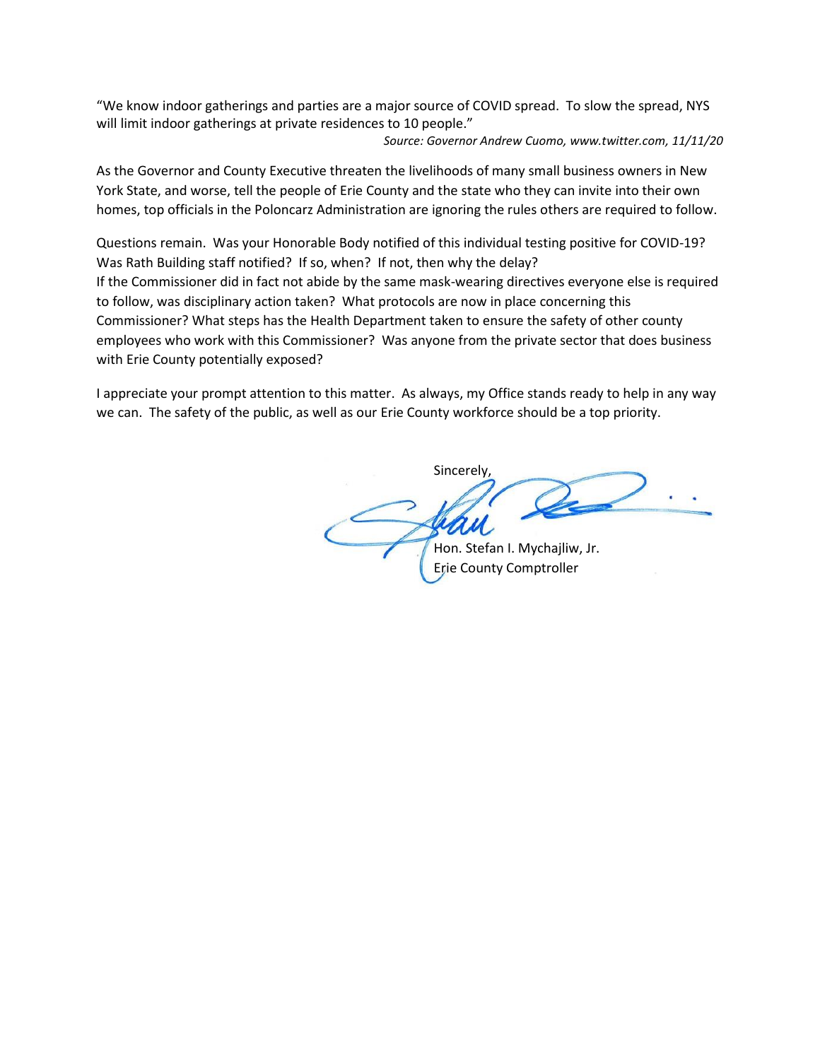"We know indoor gatherings and parties are a major source of COVID spread. To slow the spread, NYS will limit indoor gatherings at private residences to 10 people."

*Source: Governor Andrew Cuomo, www.twitter.com, 11/11/20*

As the Governor and County Executive threaten the livelihoods of many small business owners in New York State, and worse, tell the people of Erie County and the state who they can invite into their own homes, top officials in the Poloncarz Administration are ignoring the rules others are required to follow.

Questions remain. Was your Honorable Body notified of this individual testing positive for COVID-19? Was Rath Building staff notified? If so, when? If not, then why the delay?
If the Commissioner did in fact not abide by the same mask-wearing directives everyone else is required to follow, was disciplinary action taken? What protocols are now in place concerning this Commissioner? What steps has the Health Department taken to ensure the safety of other county employees who work with this Commissioner? Was anyone from the private sector that does business with Erie County potentially exposed?

I appreciate your prompt attention to this matter. As always, my Office stands ready to help in any way we can. The safety of the public, as well as our Erie County workforce should be a top priority.

Sincerely,

Hon. Stefan I. Mychajliw, Jr.
Erie County Comptroller